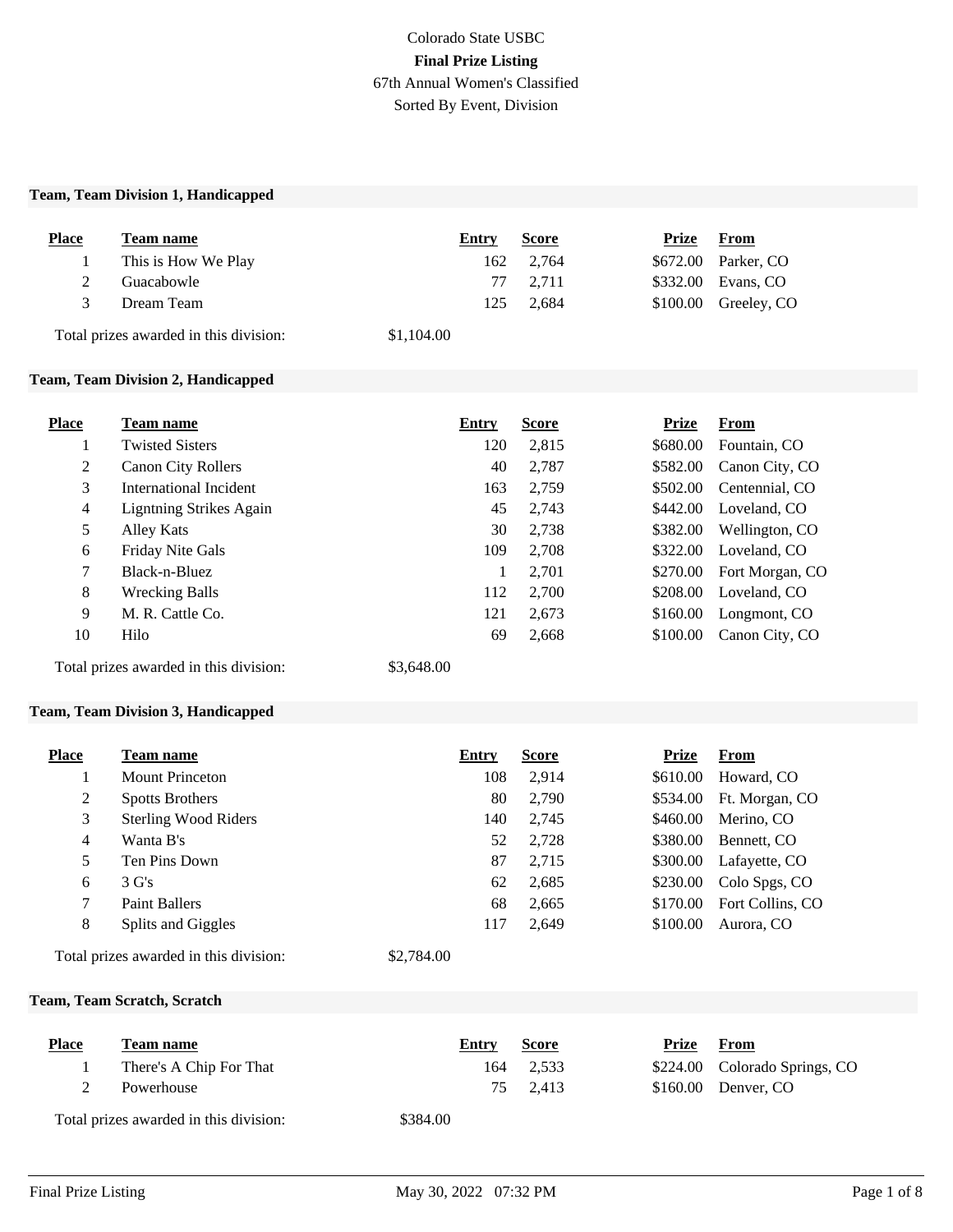Colorado State USBC

**Final Prize Listing**

67th Annual Women's Classified

Sorted By Event, Division

### Team, Team Division 1, Handicapped

| Place | Team name | Entry | Score | Prize | From |
|---|---|---|---|---|---|
| 1 | This is How We Play | 162 | 2,764 | $672.00 | Parker, CO |
| 2 | Guacabowle | 77 | 2,711 | $332.00 | Evans, CO |
| 3 | Dream Team | 125 | 2,684 | $100.00 | Greeley, CO |

Total prizes awarded in this division: $1,104.00

### Team, Team Division 2, Handicapped

| Place | Team name | Entry | Score | Prize | From |
|---|---|---|---|---|---|
| 1 | Twisted Sisters | 120 | 2,815 | $680.00 | Fountain, CO |
| 2 | Canon City Rollers | 40 | 2,787 | $582.00 | Canon City, CO |
| 3 | International Incident | 163 | 2,759 | $502.00 | Centennial, CO |
| 4 | Ligntning Strikes Again | 45 | 2,743 | $442.00 | Loveland, CO |
| 5 | Alley Kats | 30 | 2,738 | $382.00 | Wellington, CO |
| 6 | Friday Nite Gals | 109 | 2,708 | $322.00 | Loveland, CO |
| 7 | Black-n-Bluez | 1 | 2,701 | $270.00 | Fort Morgan, CO |
| 8 | Wrecking Balls | 112 | 2,700 | $208.00 | Loveland, CO |
| 9 | M. R. Cattle Co. | 121 | 2,673 | $160.00 | Longmont, CO |
| 10 | Hilo | 69 | 2,668 | $100.00 | Canon City, CO |

Total prizes awarded in this division: $3,648.00

### Team, Team Division 3, Handicapped

| Place | Team name | Entry | Score | Prize | From |
|---|---|---|---|---|---|
| 1 | Mount Princeton | 108 | 2,914 | $610.00 | Howard, CO |
| 2 | Spotts Brothers | 80 | 2,790 | $534.00 | Ft. Morgan, CO |
| 3 | Sterling Wood Riders | 140 | 2,745 | $460.00 | Merino, CO |
| 4 | Wanta B's | 52 | 2,728 | $380.00 | Bennett, CO |
| 5 | Ten Pins Down | 87 | 2,715 | $300.00 | Lafayette, CO |
| 6 | 3 G's | 62 | 2,685 | $230.00 | Colo Spgs, CO |
| 7 | Paint Ballers | 68 | 2,665 | $170.00 | Fort Collins, CO |
| 8 | Splits and Giggles | 117 | 2,649 | $100.00 | Aurora, CO |

Total prizes awarded in this division: $2,784.00

### Team, Team Scratch, Scratch

| Place | Team name | Entry | Score | Prize | From |
|---|---|---|---|---|---|
| 1 | There's A Chip For That | 164 | 2,533 | $224.00 | Colorado Springs, CO |
| 2 | Powerhouse | 75 | 2,413 | $160.00 | Denver, CO |

Total prizes awarded in this division: $384.00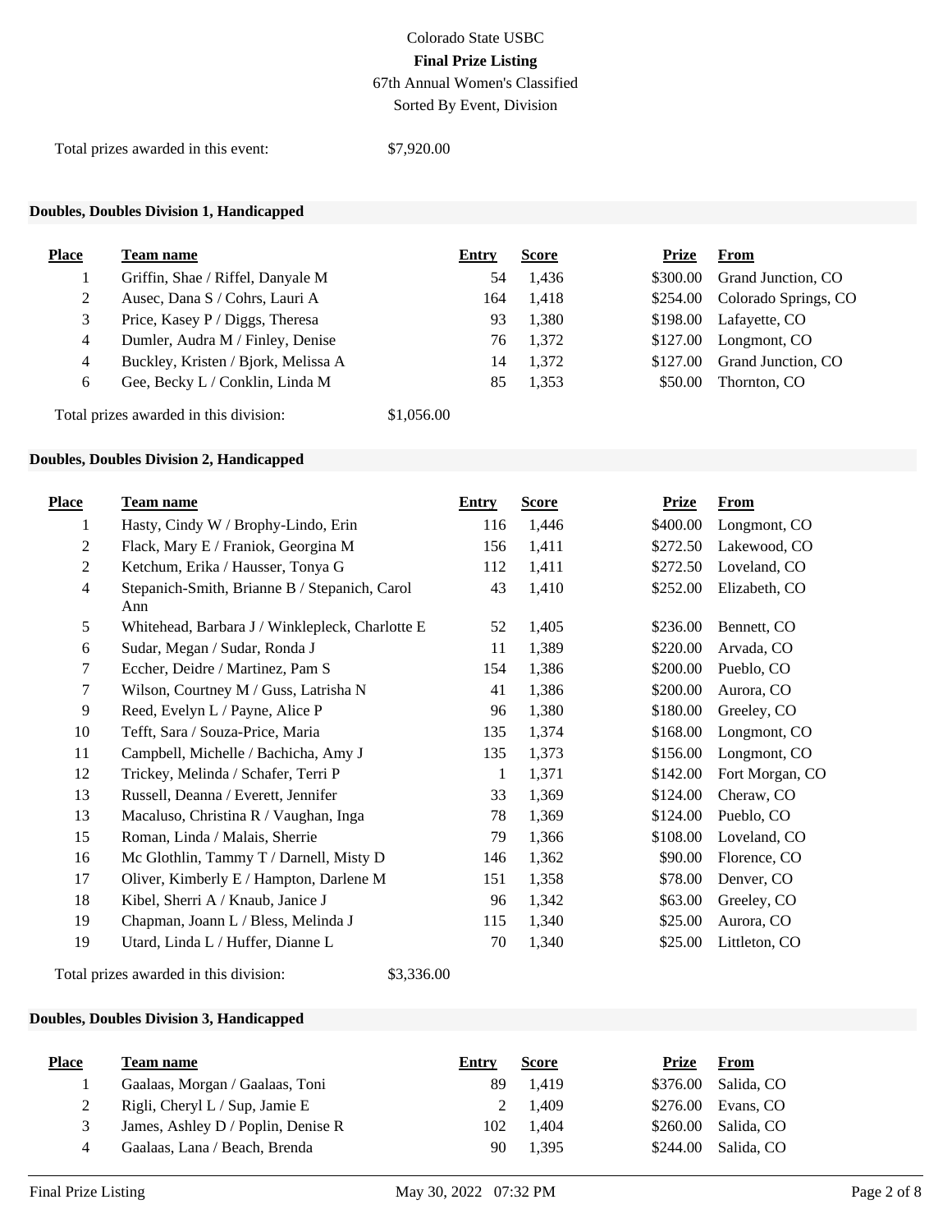Colorado State USBC

**Final Prize Listing**

67th Annual Women's Classified

Sorted By Event, Division

Total prizes awarded in this event: $7,920.00

### Doubles, Doubles Division 1, Handicapped

| Place | Team name | Entry | Score | Prize | From |
|---|---|---|---|---|---|
| 1 | Griffin, Shae / Riffel, Danyale M | 54 | 1,436 | $300.00 | Grand Junction, CO |
| 2 | Ausec, Dana S / Cohrs, Lauri A | 164 | 1,418 | $254.00 | Colorado Springs, CO |
| 3 | Price, Kasey P / Diggs, Theresa | 93 | 1,380 | $198.00 | Lafayette, CO |
| 4 | Dumler, Audra M / Finley, Denise | 76 | 1,372 | $127.00 | Longmont, CO |
| 4 | Buckley, Kristen / Bjork, Melissa A | 14 | 1,372 | $127.00 | Grand Junction, CO |
| 6 | Gee, Becky L / Conklin, Linda M | 85 | 1,353 | $50.00 | Thornton, CO |

Total prizes awarded in this division: $1,056.00

### Doubles, Doubles Division 2, Handicapped

| Place | Team name | Entry | Score | Prize | From |
|---|---|---|---|---|---|
| 1 | Hasty, Cindy W / Brophy-Lindo, Erin | 116 | 1,446 | $400.00 | Longmont, CO |
| 2 | Flack, Mary E / Franiok, Georgina M | 156 | 1,411 | $272.50 | Lakewood, CO |
| 2 | Ketchum, Erika / Hausser, Tonya G | 112 | 1,411 | $272.50 | Loveland, CO |
| 4 | Stepanich-Smith, Brianne B / Stepanich, Carol Ann | 43 | 1,410 | $252.00 | Elizabeth, CO |
| 5 | Whitehead, Barbara J / Winklepleck, Charlotte E | 52 | 1,405 | $236.00 | Bennett, CO |
| 6 | Sudar, Megan / Sudar, Ronda J | 11 | 1,389 | $220.00 | Arvada, CO |
| 7 | Eccher, Deidre / Martinez, Pam S | 154 | 1,386 | $200.00 | Pueblo, CO |
| 7 | Wilson, Courtney M / Guss, Latrisha N | 41 | 1,386 | $200.00 | Aurora, CO |
| 9 | Reed, Evelyn L / Payne, Alice P | 96 | 1,380 | $180.00 | Greeley, CO |
| 10 | Tefft, Sara / Souza-Price, Maria | 135 | 1,374 | $168.00 | Longmont, CO |
| 11 | Campbell, Michelle / Bachicha, Amy J | 135 | 1,373 | $156.00 | Longmont, CO |
| 12 | Trickey, Melinda / Schafer, Terri P | 1 | 1,371 | $142.00 | Fort Morgan, CO |
| 13 | Russell, Deanna / Everett, Jennifer | 33 | 1,369 | $124.00 | Cheraw, CO |
| 13 | Macaluso, Christina R / Vaughan, Inga | 78 | 1,369 | $124.00 | Pueblo, CO |
| 15 | Roman, Linda / Malais, Sherrie | 79 | 1,366 | $108.00 | Loveland, CO |
| 16 | Mc Glothlin, Tammy T / Darnell, Misty D | 146 | 1,362 | $90.00 | Florence, CO |
| 17 | Oliver, Kimberly E / Hampton, Darlene M | 151 | 1,358 | $78.00 | Denver, CO |
| 18 | Kibel, Sherri A / Knaub, Janice J | 96 | 1,342 | $63.00 | Greeley, CO |
| 19 | Chapman, Joann L / Bless, Melinda J | 115 | 1,340 | $25.00 | Aurora, CO |
| 19 | Utard, Linda L / Huffer, Dianne L | 70 | 1,340 | $25.00 | Littleton, CO |

Total prizes awarded in this division: $3,336.00

### Doubles, Doubles Division 3, Handicapped

| Place | Team name | Entry | Score | Prize | From |
|---|---|---|---|---|---|
| 1 | Gaalaas, Morgan / Gaalaas, Toni | 89 | 1,419 | $376.00 | Salida, CO |
| 2 | Rigli, Cheryl L / Sup, Jamie E | 2 | 1,409 | $276.00 | Evans, CO |
| 3 | James, Ashley D / Poplin, Denise R | 102 | 1,404 | $260.00 | Salida, CO |
| 4 | Gaalaas, Lana / Beach, Brenda | 90 | 1,395 | $244.00 | Salida, CO |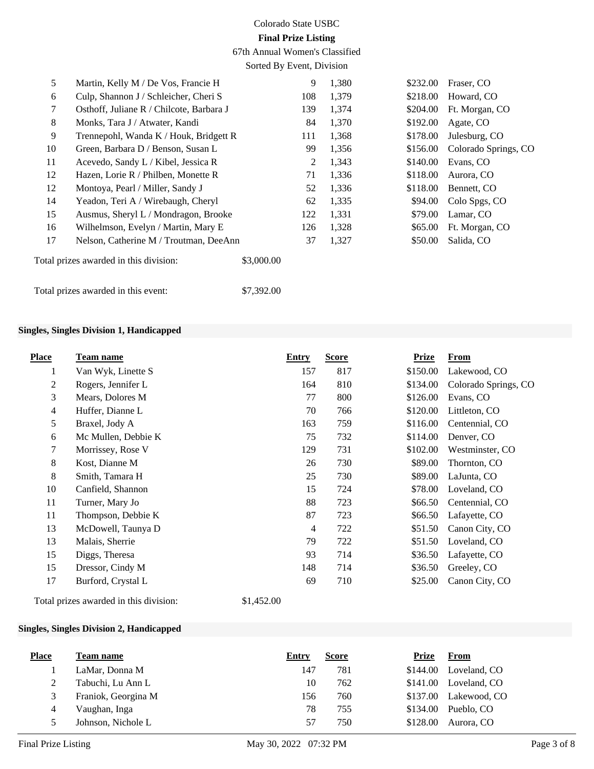| Place | Team name | Entry | Score | Prize | From |
|---|---|---|---|---|---|
| 5 | Martin, Kelly M / De Vos, Francie H | 9 | 1,380 | $232.00 | Fraser, CO |
| 6 | Culp, Shannon J / Schleicher, Cheri S | 108 | 1,379 | $218.00 | Howard, CO |
| 7 | Osthoff, Juliane R / Chilcote, Barbara J | 139 | 1,374 | $204.00 | Ft. Morgan, CO |
| 8 | Monks, Tara J / Atwater, Kandi | 84 | 1,370 | $192.00 | Agate, CO |
| 9 | Trennepohl, Wanda K / Houk, Bridgett R | 111 | 1,368 | $178.00 | Julesburg, CO |
| 10 | Green, Barbara D / Benson, Susan L | 99 | 1,356 | $156.00 | Colorado Springs, CO |
| 11 | Acevedo, Sandy L / Kibel, Jessica R | 2 | 1,343 | $140.00 | Evans, CO |
| 12 | Hazen, Lorie R / Philben, Monette R | 71 | 1,336 | $118.00 | Aurora, CO |
| 12 | Montoya, Pearl / Miller, Sandy J | 52 | 1,336 | $118.00 | Bennett, CO |
| 14 | Yeadon, Teri A / Wirebaugh, Cheryl | 62 | 1,335 | $94.00 | Colo Spgs, CO |
| 15 | Ausmus, Sheryl L / Mondragon, Brooke | 122 | 1,331 | $79.00 | Lamar, CO |
| 16 | Wilhelmson, Evelyn / Martin, Mary E | 126 | 1,328 | $65.00 | Ft. Morgan, CO |
| 17 | Nelson, Catherine M / Troutman, DeeAnn | 37 | 1,327 | $50.00 | Salida, CO |

Total prizes awarded in this division: $3,000.00

Total prizes awarded in this event: $7,392.00

### Singles, Singles Division 1, Handicapped

| Place | Team name | Entry | Score | Prize | From |
|---|---|---|---|---|---|
| 1 | Van Wyk, Linette S | 157 | 817 | $150.00 | Lakewood, CO |
| 2 | Rogers, Jennifer L | 164 | 810 | $134.00 | Colorado Springs, CO |
| 3 | Mears, Dolores M | 77 | 800 | $126.00 | Evans, CO |
| 4 | Huffer, Dianne L | 70 | 766 | $120.00 | Littleton, CO |
| 5 | Braxel, Jody A | 163 | 759 | $116.00 | Centennial, CO |
| 6 | Mc Mullen, Debbie K | 75 | 732 | $114.00 | Denver, CO |
| 7 | Morrissey, Rose V | 129 | 731 | $102.00 | Westminster, CO |
| 8 | Kost, Dianne M | 26 | 730 | $89.00 | Thornton, CO |
| 8 | Smith, Tamara H | 25 | 730 | $89.00 | LaJunta, CO |
| 10 | Canfield, Shannon | 15 | 724 | $78.00 | Loveland, CO |
| 11 | Turner, Mary Jo | 88 | 723 | $66.50 | Centennial, CO |
| 11 | Thompson, Debbie K | 87 | 723 | $66.50 | Lafayette, CO |
| 13 | McDowell, Taunya D | 4 | 722 | $51.50 | Canon City, CO |
| 13 | Malais, Sherrie | 79 | 722 | $51.50 | Loveland, CO |
| 15 | Diggs, Theresa | 93 | 714 | $36.50 | Lafayette, CO |
| 15 | Dressor, Cindy M | 148 | 714 | $36.50 | Greeley, CO |
| 17 | Burford, Crystal L | 69 | 710 | $25.00 | Canon City, CO |

Total prizes awarded in this division: $1,452.00

### Singles, Singles Division 2, Handicapped

| Place | Team name | Entry | Score | Prize | From |
|---|---|---|---|---|---|
| 1 | LaMar, Donna M | 147 | 781 | $144.00 | Loveland, CO |
| 2 | Tabuchi, Lu Ann L | 10 | 762 | $141.00 | Loveland, CO |
| 3 | Franiok, Georgina M | 156 | 760 | $137.00 | Lakewood, CO |
| 4 | Vaughan, Inga | 78 | 755 | $134.00 | Pueblo, CO |
| 5 | Johnson, Nichole L | 57 | 750 | $128.00 | Aurora, CO |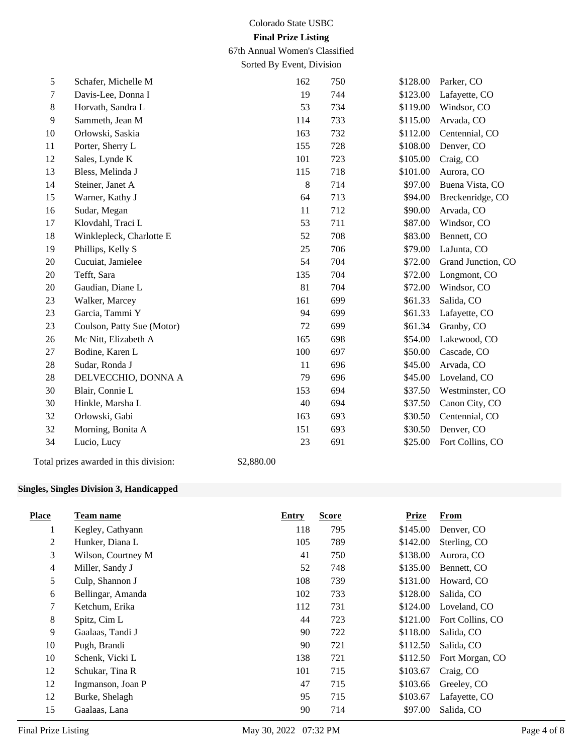| Place | Team name | Entry | Score | Prize | From |
|---|---|---|---|---|---|
| 5 | Schafer, Michelle M | 162 | 750 | $128.00 | Parker, CO |
| 7 | Davis-Lee, Donna I | 19 | 744 | $123.00 | Lafayette, CO |
| 8 | Horvath, Sandra L | 53 | 734 | $119.00 | Windsor, CO |
| 9 | Sammeth, Jean M | 114 | 733 | $115.00 | Arvada, CO |
| 10 | Orlowski, Saskia | 163 | 732 | $112.00 | Centennial, CO |
| 11 | Porter, Sherry L | 155 | 728 | $108.00 | Denver, CO |
| 12 | Sales, Lynde K | 101 | 723 | $105.00 | Craig, CO |
| 13 | Bless, Melinda J | 115 | 718 | $101.00 | Aurora, CO |
| 14 | Steiner, Janet A | 8 | 714 | $97.00 | Buena Vista, CO |
| 15 | Warner, Kathy J | 64 | 713 | $94.00 | Breckenridge, CO |
| 16 | Sudar, Megan | 11 | 712 | $90.00 | Arvada, CO |
| 17 | Klovdahl, Traci L | 53 | 711 | $87.00 | Windsor, CO |
| 18 | Winklepleck, Charlotte E | 52 | 708 | $83.00 | Bennett, CO |
| 19 | Phillips, Kelly S | 25 | 706 | $79.00 | LaJunta, CO |
| 20 | Cucuiat, Jamielee | 54 | 704 | $72.00 | Grand Junction, CO |
| 20 | Tefft, Sara | 135 | 704 | $72.00 | Longmont, CO |
| 20 | Gaudian, Diane L | 81 | 704 | $72.00 | Windsor, CO |
| 23 | Walker, Marcey | 161 | 699 | $61.33 | Salida, CO |
| 23 | Garcia, Tammi Y | 94 | 699 | $61.33 | Lafayette, CO |
| 23 | Coulson, Patty Sue (Motor) | 72 | 699 | $61.34 | Granby, CO |
| 26 | Mc Nitt, Elizabeth A | 165 | 698 | $54.00 | Lakewood, CO |
| 27 | Bodine, Karen L | 100 | 697 | $50.00 | Cascade, CO |
| 28 | Sudar, Ronda J | 11 | 696 | $45.00 | Arvada, CO |
| 28 | DELVECCHIO, DONNA A | 79 | 696 | $45.00 | Loveland, CO |
| 30 | Blair, Connie L | 153 | 694 | $37.50 | Westminster, CO |
| 30 | Hinkle, Marsha L | 40 | 694 | $37.50 | Canon City, CO |
| 32 | Orlowski, Gabi | 163 | 693 | $30.50 | Centennial, CO |
| 32 | Morning, Bonita A | 151 | 693 | $30.50 | Denver, CO |
| 34 | Lucio, Lucy | 23 | 691 | $25.00 | Fort Collins, CO |

Total prizes awarded in this division: $2,880.00

### Singles, Singles Division 3, Handicapped

| Place | Team name | Entry | Score | Prize | From |
|---|---|---|---|---|---|
| 1 | Kegley, Cathyann | 118 | 795 | $145.00 | Denver, CO |
| 2 | Hunker, Diana L | 105 | 789 | $142.00 | Sterling, CO |
| 3 | Wilson, Courtney M | 41 | 750 | $138.00 | Aurora, CO |
| 4 | Miller, Sandy J | 52 | 748 | $135.00 | Bennett, CO |
| 5 | Culp, Shannon J | 108 | 739 | $131.00 | Howard, CO |
| 6 | Bellingar, Amanda | 102 | 733 | $128.00 | Salida, CO |
| 7 | Ketchum, Erika | 112 | 731 | $124.00 | Loveland, CO |
| 8 | Spitz, Cim L | 44 | 723 | $121.00 | Fort Collins, CO |
| 9 | Gaalaas, Tandi J | 90 | 722 | $118.00 | Salida, CO |
| 10 | Pugh, Brandi | 90 | 721 | $112.50 | Salida, CO |
| 10 | Schenk, Vicki L | 138 | 721 | $112.50 | Fort Morgan, CO |
| 12 | Schukar, Tina R | 101 | 715 | $103.67 | Craig, CO |
| 12 | Ingmanson, Joan P | 47 | 715 | $103.66 | Greeley, CO |
| 12 | Burke, Shelagh | 95 | 715 | $103.67 | Lafayette, CO |
| 15 | Gaalaas, Lana | 90 | 714 | $97.00 | Salida, CO |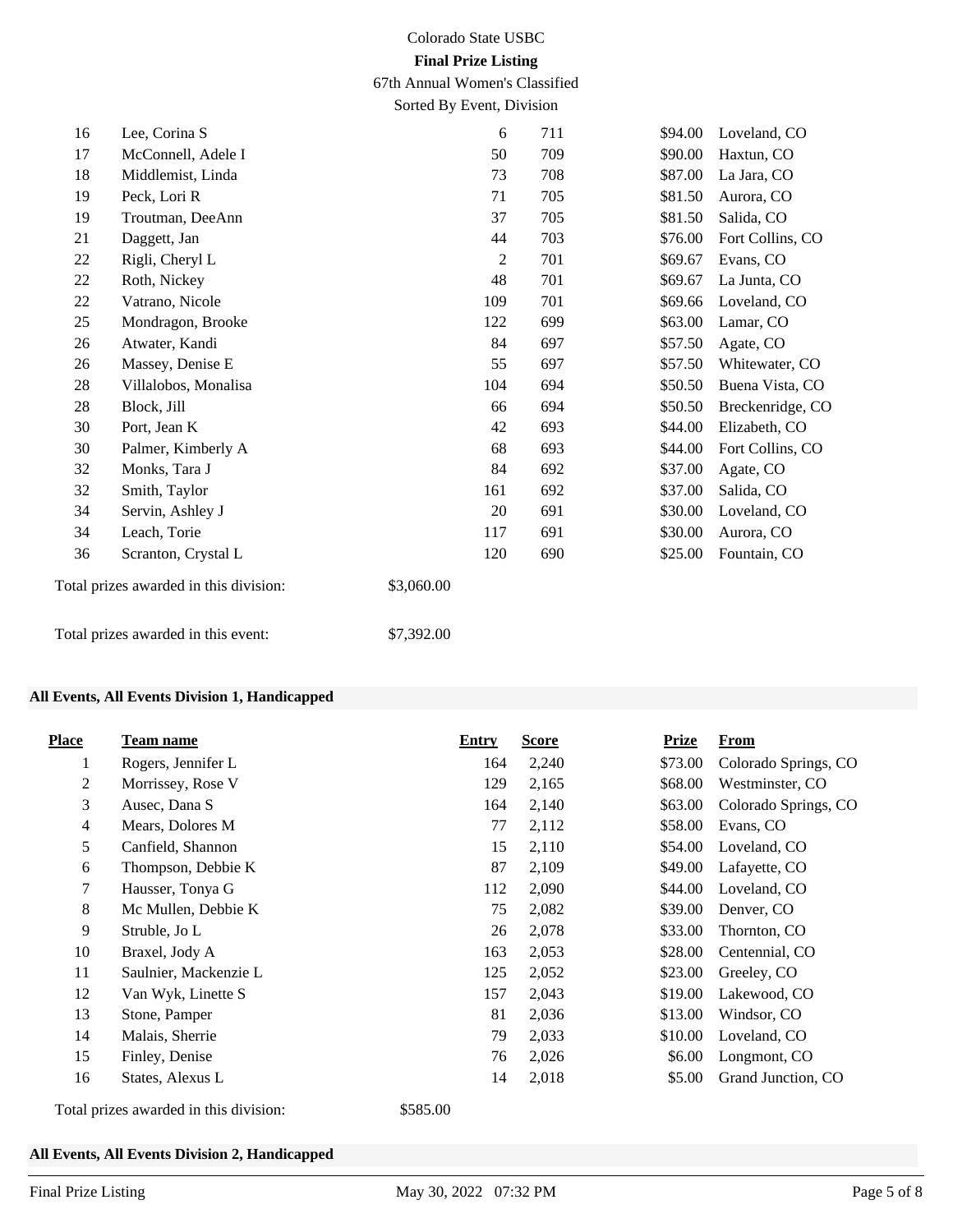| Place | Team name | Entry | Score | Prize | From |
|---|---|---|---|---|---|
| 16 | Lee, Corina S | 6 | 711 | $94.00 | Loveland, CO |
| 17 | McConnell, Adele I | 50 | 709 | $90.00 | Haxtun, CO |
| 18 | Middlemist, Linda | 73 | 708 | $87.00 | La Jara, CO |
| 19 | Peck, Lori R | 71 | 705 | $81.50 | Aurora, CO |
| 19 | Troutman, DeeAnn | 37 | 705 | $81.50 | Salida, CO |
| 21 | Daggett, Jan | 44 | 703 | $76.00 | Fort Collins, CO |
| 22 | Rigli, Cheryl L | 2 | 701 | $69.67 | Evans, CO |
| 22 | Roth, Nickey | 48 | 701 | $69.67 | La Junta, CO |
| 22 | Vatrano, Nicole | 109 | 701 | $69.66 | Loveland, CO |
| 25 | Mondragon, Brooke | 122 | 699 | $63.00 | Lamar, CO |
| 26 | Atwater, Kandi | 84 | 697 | $57.50 | Agate, CO |
| 26 | Massey, Denise E | 55 | 697 | $57.50 | Whitewater, CO |
| 28 | Villalobos, Monalisa | 104 | 694 | $50.50 | Buena Vista, CO |
| 28 | Block, Jill | 66 | 694 | $50.50 | Breckenridge, CO |
| 30 | Port, Jean K | 42 | 693 | $44.00 | Elizabeth, CO |
| 30 | Palmer, Kimberly A | 68 | 693 | $44.00 | Fort Collins, CO |
| 32 | Monks, Tara J | 84 | 692 | $37.00 | Agate, CO |
| 32 | Smith, Taylor | 161 | 692 | $37.00 | Salida, CO |
| 34 | Servin, Ashley J | 20 | 691 | $30.00 | Loveland, CO |
| 34 | Leach, Torie | 117 | 691 | $30.00 | Aurora, CO |
| 36 | Scranton, Crystal L | 120 | 690 | $25.00 | Fountain, CO |

Total prizes awarded in this division: $3,060.00

Total prizes awarded in this event: $7,392.00

### All Events, All Events Division 1, Handicapped

| Place | Team name | Entry | Score | Prize | From |
|---|---|---|---|---|---|
| 1 | Rogers, Jennifer L | 164 | 2,240 | $73.00 | Colorado Springs, CO |
| 2 | Morrissey, Rose V | 129 | 2,165 | $68.00 | Westminster, CO |
| 3 | Ausec, Dana S | 164 | 2,140 | $63.00 | Colorado Springs, CO |
| 4 | Mears, Dolores M | 77 | 2,112 | $58.00 | Evans, CO |
| 5 | Canfield, Shannon | 15 | 2,110 | $54.00 | Loveland, CO |
| 6 | Thompson, Debbie K | 87 | 2,109 | $49.00 | Lafayette, CO |
| 7 | Hausser, Tonya G | 112 | 2,090 | $44.00 | Loveland, CO |
| 8 | Mc Mullen, Debbie K | 75 | 2,082 | $39.00 | Denver, CO |
| 9 | Struble, Jo L | 26 | 2,078 | $33.00 | Thornton, CO |
| 10 | Braxel, Jody A | 163 | 2,053 | $28.00 | Centennial, CO |
| 11 | Saulnier, Mackenzie L | 125 | 2,052 | $23.00 | Greeley, CO |
| 12 | Van Wyk, Linette S | 157 | 2,043 | $19.00 | Lakewood, CO |
| 13 | Stone, Pamper | 81 | 2,036 | $13.00 | Windsor, CO |
| 14 | Malais, Sherrie | 79 | 2,033 | $10.00 | Loveland, CO |
| 15 | Finley, Denise | 76 | 2,026 | $6.00 | Longmont, CO |
| 16 | States, Alexus L | 14 | 2,018 | $5.00 | Grand Junction, CO |

Total prizes awarded in this division: $585.00

### All Events, All Events Division 2, Handicapped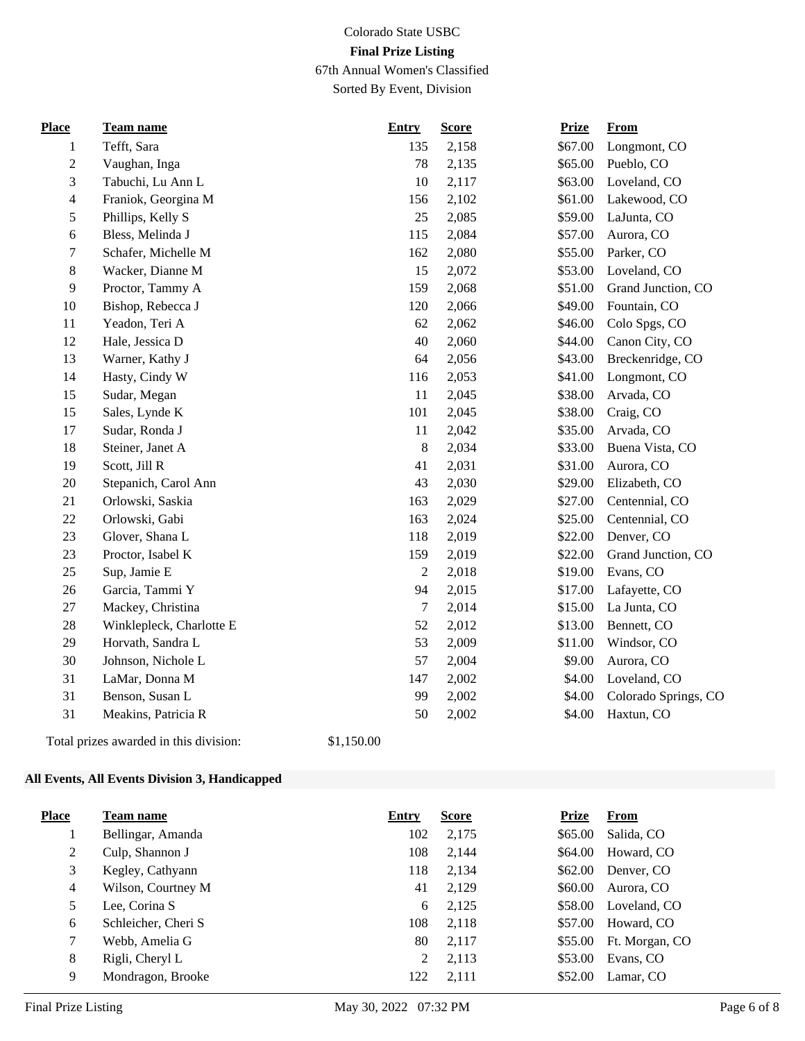Colorado State USBC

**Final Prize Listing**

67th Annual Women's Classified

Sorted By Event, Division

| Place | Team name | Entry | Score | Prize | From |
|---|---|---|---|---|---|
| 1 | Tefft, Sara | 135 | 2,158 | $67.00 | Longmont, CO |
| 2 | Vaughan, Inga | 78 | 2,135 | $65.00 | Pueblo, CO |
| 3 | Tabuchi, Lu Ann L | 10 | 2,117 | $63.00 | Loveland, CO |
| 4 | Franiok, Georgina M | 156 | 2,102 | $61.00 | Lakewood, CO |
| 5 | Phillips, Kelly S | 25 | 2,085 | $59.00 | LaJunta, CO |
| 6 | Bless, Melinda J | 115 | 2,084 | $57.00 | Aurora, CO |
| 7 | Schafer, Michelle M | 162 | 2,080 | $55.00 | Parker, CO |
| 8 | Wacker, Dianne M | 15 | 2,072 | $53.00 | Loveland, CO |
| 9 | Proctor, Tammy A | 159 | 2,068 | $51.00 | Grand Junction, CO |
| 10 | Bishop, Rebecca J | 120 | 2,066 | $49.00 | Fountain, CO |
| 11 | Yeadon, Teri A | 62 | 2,062 | $46.00 | Colo Spgs, CO |
| 12 | Hale, Jessica D | 40 | 2,060 | $44.00 | Canon City, CO |
| 13 | Warner, Kathy J | 64 | 2,056 | $43.00 | Breckenridge, CO |
| 14 | Hasty, Cindy W | 116 | 2,053 | $41.00 | Longmont, CO |
| 15 | Sudar, Megan | 11 | 2,045 | $38.00 | Arvada, CO |
| 15 | Sales, Lynde K | 101 | 2,045 | $38.00 | Craig, CO |
| 17 | Sudar, Ronda J | 11 | 2,042 | $35.00 | Arvada, CO |
| 18 | Steiner, Janet A | 8 | 2,034 | $33.00 | Buena Vista, CO |
| 19 | Scott, Jill R | 41 | 2,031 | $31.00 | Aurora, CO |
| 20 | Stepanich, Carol Ann | 43 | 2,030 | $29.00 | Elizabeth, CO |
| 21 | Orlowski, Saskia | 163 | 2,029 | $27.00 | Centennial, CO |
| 22 | Orlowski, Gabi | 163 | 2,024 | $25.00 | Centennial, CO |
| 23 | Glover, Shana L | 118 | 2,019 | $22.00 | Denver, CO |
| 23 | Proctor, Isabel K | 159 | 2,019 | $22.00 | Grand Junction, CO |
| 25 | Sup, Jamie E | 2 | 2,018 | $19.00 | Evans, CO |
| 26 | Garcia, Tammi Y | 94 | 2,015 | $17.00 | Lafayette, CO |
| 27 | Mackey, Christina | 7 | 2,014 | $15.00 | La Junta, CO |
| 28 | Winklepleck, Charlotte E | 52 | 2,012 | $13.00 | Bennett, CO |
| 29 | Horvath, Sandra L | 53 | 2,009 | $11.00 | Windsor, CO |
| 30 | Johnson, Nichole L | 57 | 2,004 | $9.00 | Aurora, CO |
| 31 | LaMar, Donna M | 147 | 2,002 | $4.00 | Loveland, CO |
| 31 | Benson, Susan L | 99 | 2,002 | $4.00 | Colorado Springs, CO |
| 31 | Meakins, Patricia R | 50 | 2,002 | $4.00 | Haxtun, CO |

Total prizes awarded in this division: $1,150.00

**All Events, All Events Division 3, Handicapped**

| Place | Team name | Entry | Score | Prize | From |
|---|---|---|---|---|---|
| 1 | Bellingar, Amanda | 102 | 2,175 | $65.00 | Salida, CO |
| 2 | Culp, Shannon J | 108 | 2,144 | $64.00 | Howard, CO |
| 3 | Kegley, Cathyann | 118 | 2,134 | $62.00 | Denver, CO |
| 4 | Wilson, Courtney M | 41 | 2,129 | $60.00 | Aurora, CO |
| 5 | Lee, Corina S | 6 | 2,125 | $58.00 | Loveland, CO |
| 6 | Schleicher, Cheri S | 108 | 2,118 | $57.00 | Howard, CO |
| 7 | Webb, Amelia G | 80 | 2,117 | $55.00 | Ft. Morgan, CO |
| 8 | Rigli, Cheryl L | 2 | 2,113 | $53.00 | Evans, CO |
| 9 | Mondragon, Brooke | 122 | 2,111 | $52.00 | Lamar, CO |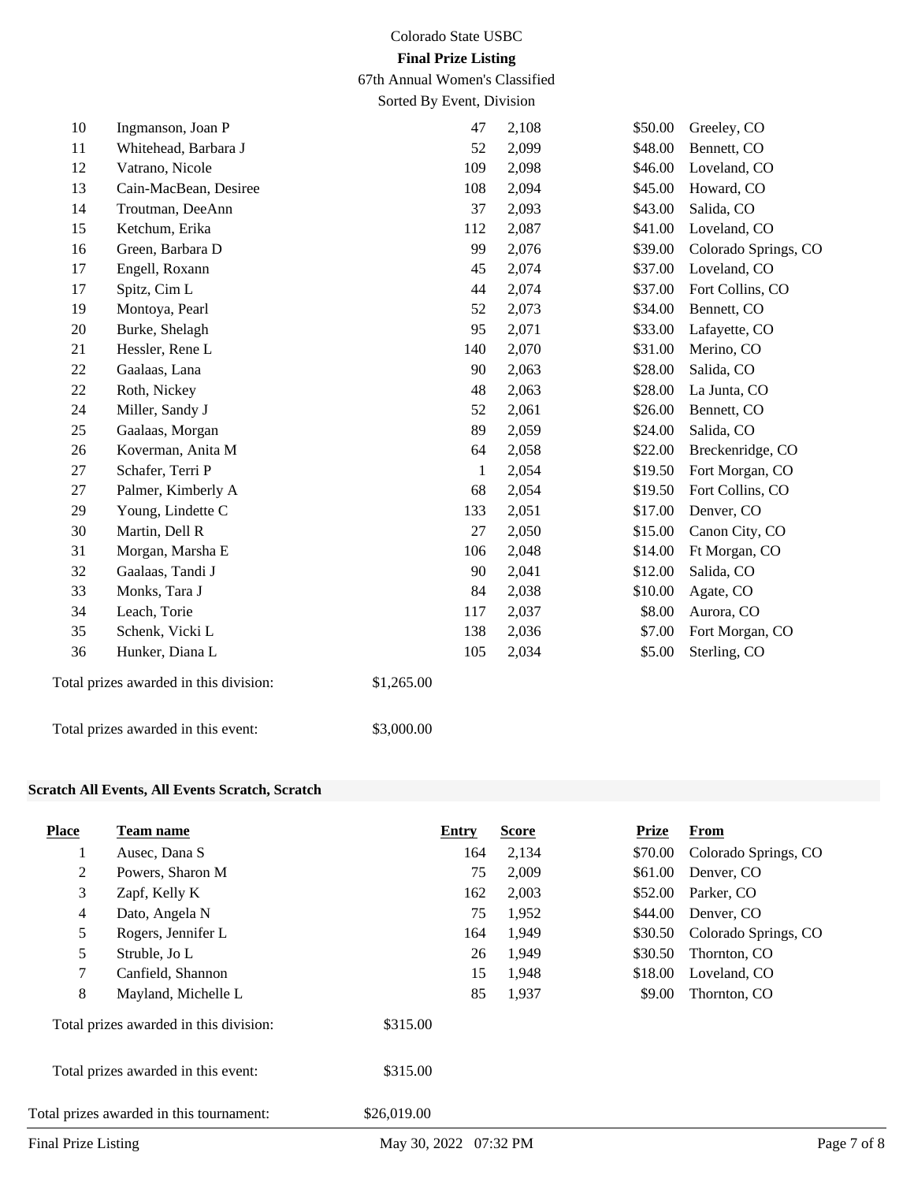Colorado State USBC

**Final Prize Listing**

67th Annual Women's Classified

Sorted By Event, Division

| Place | Team name | Entry | Score | Prize | From |
|---|---|---|---|---|---|
| 10 | Ingmanson, Joan P | 47 | 2,108 | $50.00 | Greeley, CO |
| 11 | Whitehead, Barbara J | 52 | 2,099 | $48.00 | Bennett, CO |
| 12 | Vatrano, Nicole | 109 | 2,098 | $46.00 | Loveland, CO |
| 13 | Cain-MacBean, Desiree | 108 | 2,094 | $45.00 | Howard, CO |
| 14 | Troutman, DeeAnn | 37 | 2,093 | $43.00 | Salida, CO |
| 15 | Ketchum, Erika | 112 | 2,087 | $41.00 | Loveland, CO |
| 16 | Green, Barbara D | 99 | 2,076 | $39.00 | Colorado Springs, CO |
| 17 | Engell, Roxann | 45 | 2,074 | $37.00 | Loveland, CO |
| 17 | Spitz, Cim L | 44 | 2,074 | $37.00 | Fort Collins, CO |
| 19 | Montoya, Pearl | 52 | 2,073 | $34.00 | Bennett, CO |
| 20 | Burke, Shelagh | 95 | 2,071 | $33.00 | Lafayette, CO |
| 21 | Hessler, Rene L | 140 | 2,070 | $31.00 | Merino, CO |
| 22 | Gaalaas, Lana | 90 | 2,063 | $28.00 | Salida, CO |
| 22 | Roth, Nickey | 48 | 2,063 | $28.00 | La Junta, CO |
| 24 | Miller, Sandy J | 52 | 2,061 | $26.00 | Bennett, CO |
| 25 | Gaalaas, Morgan | 89 | 2,059 | $24.00 | Salida, CO |
| 26 | Koverman, Anita M | 64 | 2,058 | $22.00 | Breckenridge, CO |
| 27 | Schafer, Terri P | 1 | 2,054 | $19.50 | Fort Morgan, CO |
| 27 | Palmer, Kimberly A | 68 | 2,054 | $19.50 | Fort Collins, CO |
| 29 | Young, Lindette C | 133 | 2,051 | $17.00 | Denver, CO |
| 30 | Martin, Dell R | 27 | 2,050 | $15.00 | Canon City, CO |
| 31 | Morgan, Marsha E | 106 | 2,048 | $14.00 | Ft Morgan, CO |
| 32 | Gaalaas, Tandi J | 90 | 2,041 | $12.00 | Salida, CO |
| 33 | Monks, Tara J | 84 | 2,038 | $10.00 | Agate, CO |
| 34 | Leach, Torie | 117 | 2,037 | $8.00 | Aurora, CO |
| 35 | Schenk, Vicki L | 138 | 2,036 | $7.00 | Fort Morgan, CO |
| 36 | Hunker, Diana L | 105 | 2,034 | $5.00 | Sterling, CO |

Total prizes awarded in this division: $1,265.00

Total prizes awarded in this event: $3,000.00

### Scratch All Events, All Events Scratch, Scratch

| Place | Team name | Entry | Score | Prize | From |
|---|---|---|---|---|---|
| 1 | Ausec, Dana S | 164 | 2,134 | $70.00 | Colorado Springs, CO |
| 2 | Powers, Sharon M | 75 | 2,009 | $61.00 | Denver, CO |
| 3 | Zapf, Kelly K | 162 | 2,003 | $52.00 | Parker, CO |
| 4 | Dato, Angela N | 75 | 1,952 | $44.00 | Denver, CO |
| 5 | Rogers, Jennifer L | 164 | 1,949 | $30.50 | Colorado Springs, CO |
| 5 | Struble, Jo L | 26 | 1,949 | $30.50 | Thornton, CO |
| 7 | Canfield, Shannon | 15 | 1,948 | $18.00 | Loveland, CO |
| 8 | Mayland, Michelle L | 85 | 1,937 | $9.00 | Thornton, CO |

Total prizes awarded in this division: $315.00

Total prizes awarded in this event: $315.00

Total prizes awarded in this tournament: $26,019.00